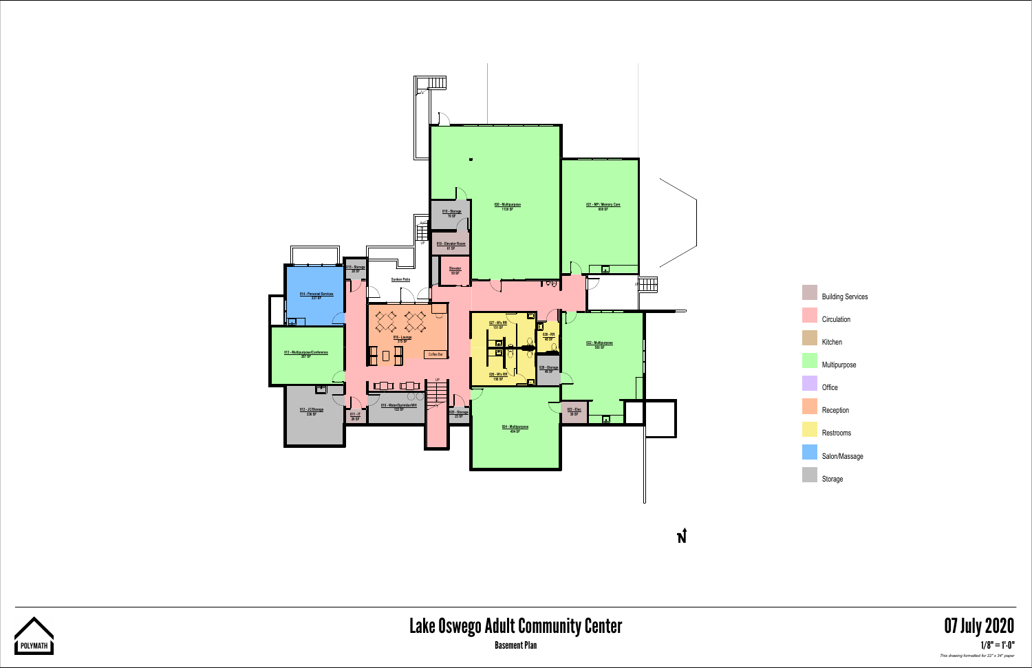# Lake Oswego Adult Community Center

## Basement Plan

**07 July 2020**

1/8" = 1'-0"

*This drawing formatted for 22" x 34" paper*

POLYMATH

### Rooms

- 010 - Storage 75 SF
- 011 - IT 26 SF
- 012 - JC/Storage 236 SF
- 013 - Multipurpose/Conference 287 SF
- 014 - Personal Services 337 SF
- 015 - Storage 29 SF
- 016 - Lounge 519 SF
- 018 - Water/Sprinkler/Wtr 122 SF
- 019 - Elevator Room 61 SF
- Elevator 59 SF
- 020 - Multipurpose 1139 SF
- 021 - MP / Memory Care 608 SF
- 022 - Multipurpose 550 SF
- 023 - Elec 39 SF
- 024 - Multipurpose 404 SF
- 025 - Storage 23 SF
- 026 - W's RR 156 SF
- 027 - M's RR 151 SF
- 028 - RR 45 SF
- 029 - Storage 40 SF
- Sunken Patio
- Coffee Bar

### Legend

- Building Services
- Circulation
- Kitchen
- Multipurpose
- Office
- Reception
- Restrooms
- Salon/Massage
- Storage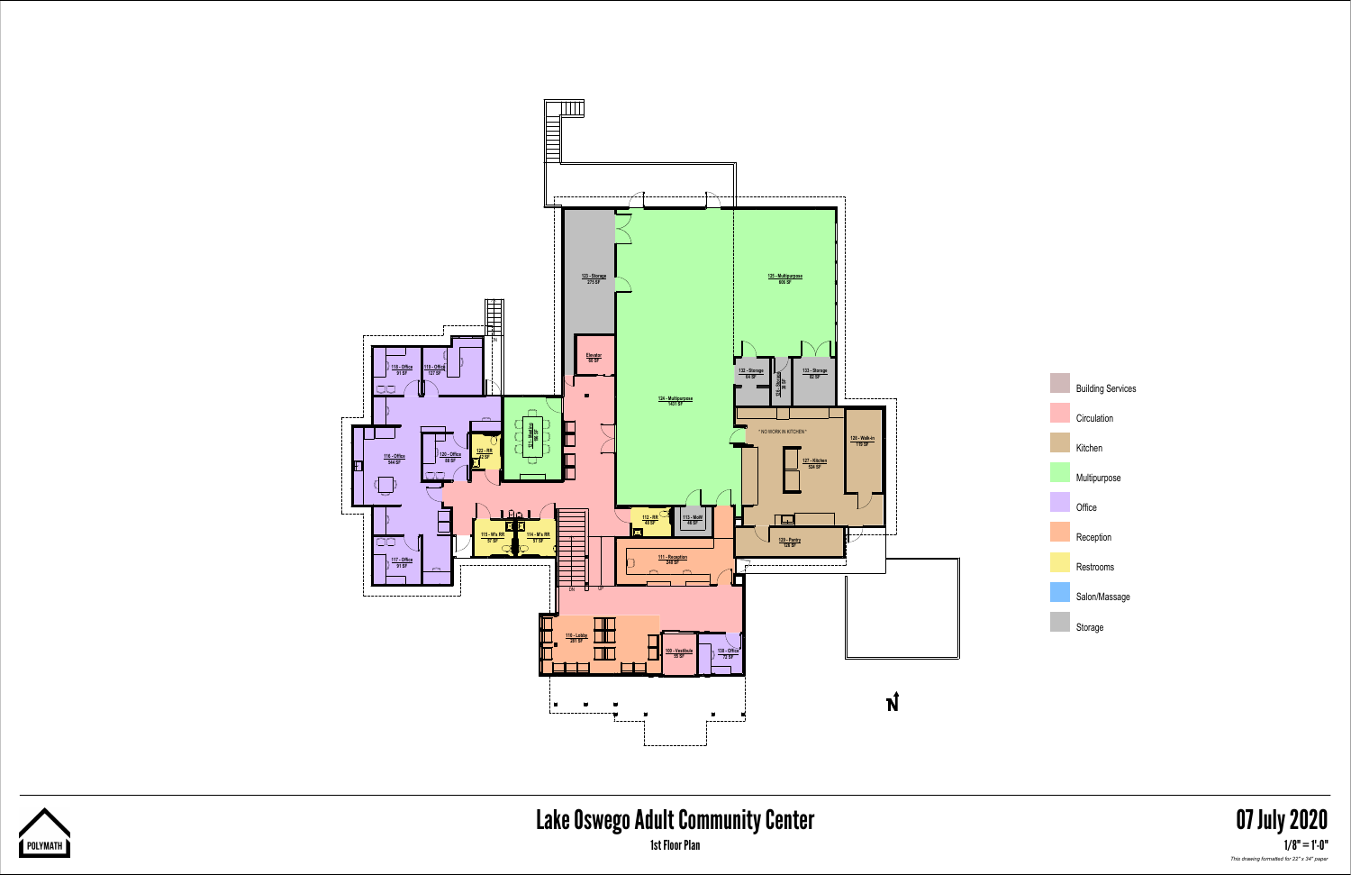123 - Storage
275 SF

125 - Multipurpose
906 SF

Elevator
60 SF

124 - Multipurpose
1431 SF

132 - Storage
64 SF

134 - Storage
36 SF

133 - Storage
82 SF

118 - Office
91 SF

119 - Office
127 SF

121 - Meeting
198 SF

"NO WORK IN KITCHEN"

128 - Walk-in
110 SF

127 - Kitchen
534 SF

116 - Office
544 SF

120 - Office
69 SF

122 - RR
42 SF

112 - RR
49 SF

113 - MoM
46 SF

115 - W's RR
51 SF

114 - M's RR
51 SF

129 - Pantry
126 SF

111 - Reception
248 SF

117 - Office
91 SF

DN

UP

110 - Lobby
281 SF

109 - Vestibule
55 SF

130 - Office
72 SF

N

Building Services

Circulation

Kitchen

Multipurpose

Office

Reception

Restrooms

Salon/Massage

Storage

POLYMATH

# Lake Oswego Adult Community Center

1st Floor Plan

07 July 2020

1/8" = 1'-0"

*This drawing formatted for 22" x 34" paper*